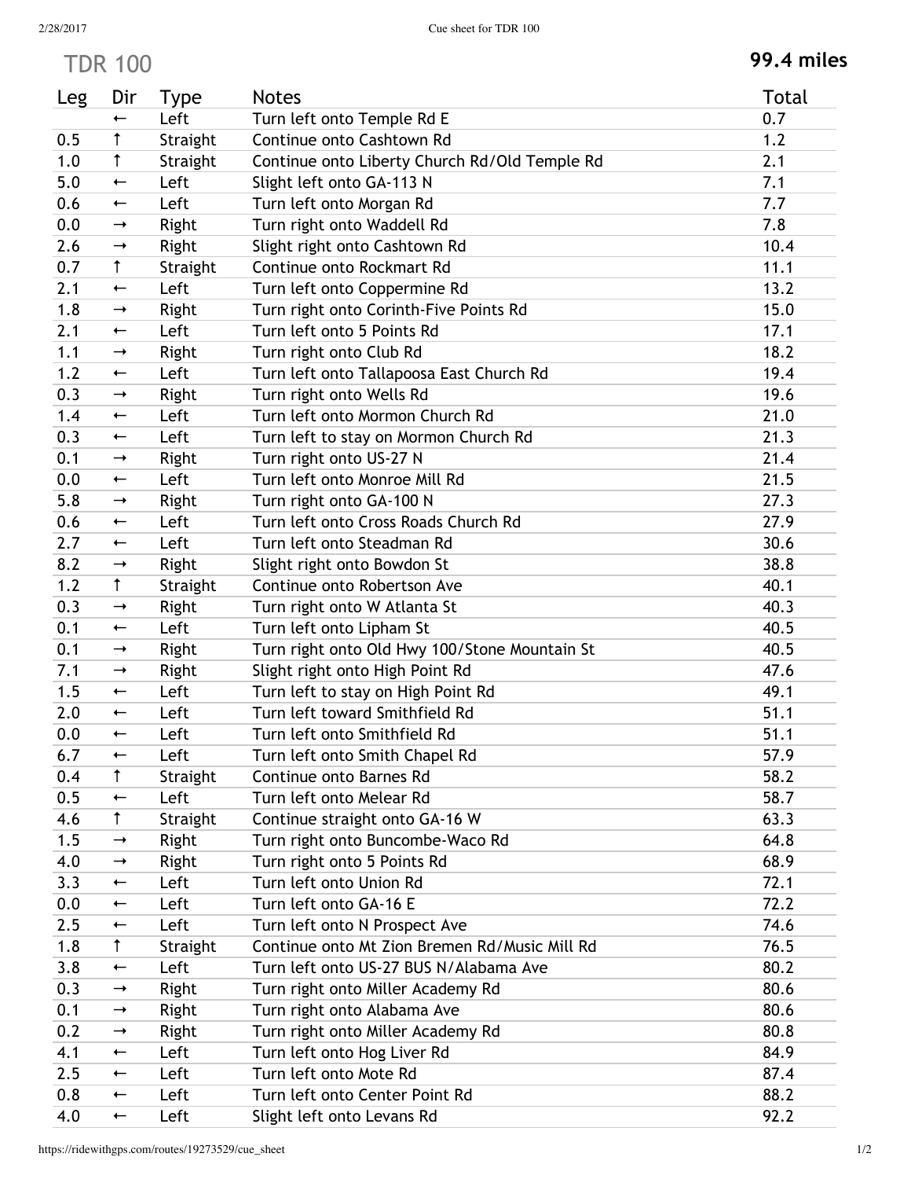# TDR 100

**99.4 miles**

| Leg | Dir | Type | Notes | Total |
|---|---|---|---|---|
| | ← | Left | Turn left onto Temple Rd E | 0.7 |
| 0.5 | ↑ | Straight | Continue onto Cashtown Rd | 1.2 |
| 1.0 | ↑ | Straight | Continue onto Liberty Church Rd/Old Temple Rd | 2.1 |
| 5.0 | ← | Left | Slight left onto GA-113 N | 7.1 |
| 0.6 | ← | Left | Turn left onto Morgan Rd | 7.7 |
| 0.0 | → | Right | Turn right onto Waddell Rd | 7.8 |
| 2.6 | → | Right | Slight right onto Cashtown Rd | 10.4 |
| 0.7 | ↑ | Straight | Continue onto Rockmart Rd | 11.1 |
| 2.1 | ← | Left | Turn left onto Coppermine Rd | 13.2 |
| 1.8 | → | Right | Turn right onto Corinth-Five Points Rd | 15.0 |
| 2.1 | ← | Left | Turn left onto 5 Points Rd | 17.1 |
| 1.1 | → | Right | Turn right onto Club Rd | 18.2 |
| 1.2 | ← | Left | Turn left onto Tallapoosa East Church Rd | 19.4 |
| 0.3 | → | Right | Turn right onto Wells Rd | 19.6 |
| 1.4 | ← | Left | Turn left onto Mormon Church Rd | 21.0 |
| 0.3 | ← | Left | Turn left to stay on Mormon Church Rd | 21.3 |
| 0.1 | → | Right | Turn right onto US-27 N | 21.4 |
| 0.0 | ← | Left | Turn left onto Monroe Mill Rd | 21.5 |
| 5.8 | → | Right | Turn right onto GA-100 N | 27.3 |
| 0.6 | ← | Left | Turn left onto Cross Roads Church Rd | 27.9 |
| 2.7 | ← | Left | Turn left onto Steadman Rd | 30.6 |
| 8.2 | → | Right | Slight right onto Bowdon St | 38.8 |
| 1.2 | ↑ | Straight | Continue onto Robertson Ave | 40.1 |
| 0.3 | → | Right | Turn right onto W Atlanta St | 40.3 |
| 0.1 | ← | Left | Turn left onto Lipham St | 40.5 |
| 0.1 | → | Right | Turn right onto Old Hwy 100/Stone Mountain St | 40.5 |
| 7.1 | → | Right | Slight right onto High Point Rd | 47.6 |
| 1.5 | ← | Left | Turn left to stay on High Point Rd | 49.1 |
| 2.0 | ← | Left | Turn left toward Smithfield Rd | 51.1 |
| 0.0 | ← | Left | Turn left onto Smithfield Rd | 51.1 |
| 6.7 | ← | Left | Turn left onto Smith Chapel Rd | 57.9 |
| 0.4 | ↑ | Straight | Continue onto Barnes Rd | 58.2 |
| 0.5 | ← | Left | Turn left onto Melear Rd | 58.7 |
| 4.6 | ↑ | Straight | Continue straight onto GA-16 W | 63.3 |
| 1.5 | → | Right | Turn right onto Buncombe-Waco Rd | 64.8 |
| 4.0 | → | Right | Turn right onto 5 Points Rd | 68.9 |
| 3.3 | ← | Left | Turn left onto Union Rd | 72.1 |
| 0.0 | ← | Left | Turn left onto GA-16 E | 72.2 |
| 2.5 | ← | Left | Turn left onto N Prospect Ave | 74.6 |
| 1.8 | ↑ | Straight | Continue onto Mt Zion Bremen Rd/Music Mill Rd | 76.5 |
| 3.8 | ← | Left | Turn left onto US-27 BUS N/Alabama Ave | 80.2 |
| 0.3 | → | Right | Turn right onto Miller Academy Rd | 80.6 |
| 0.1 | → | Right | Turn right onto Alabama Ave | 80.6 |
| 0.2 | → | Right | Turn right onto Miller Academy Rd | 80.8 |
| 4.1 | ← | Left | Turn left onto Hog Liver Rd | 84.9 |
| 2.5 | ← | Left | Turn left onto Mote Rd | 87.4 |
| 0.8 | ← | Left | Turn left onto Center Point Rd | 88.2 |
| 4.0 | ← | Left | Slight left onto Levans Rd | 92.2 |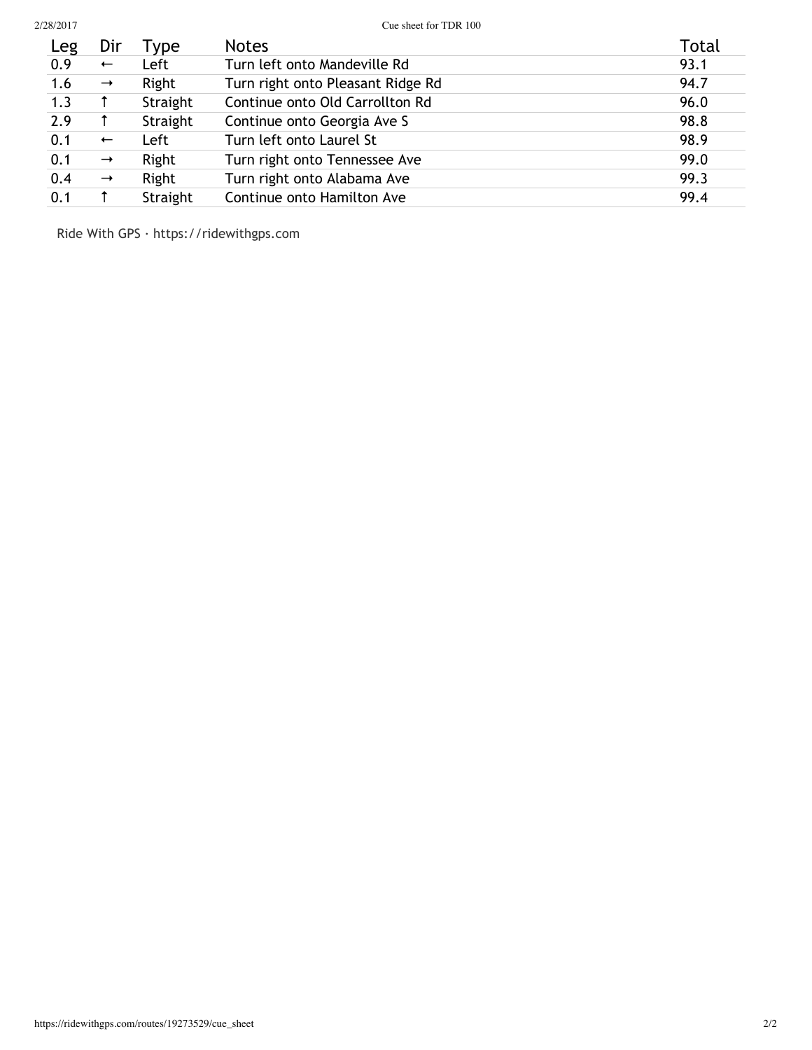| Leg | Dir | Type | Notes | Total |
| --- | --- | --- | --- | --- |
| 0.9 | ← | Left | Turn left onto Mandeville Rd | 93.1 |
| 1.6 | → | Right | Turn right onto Pleasant Ridge Rd | 94.7 |
| 1.3 | ↑ | Straight | Continue onto Old Carrollton Rd | 96.0 |
| 2.9 | ↑ | Straight | Continue onto Georgia Ave S | 98.8 |
| 0.1 | ← | Left | Turn left onto Laurel St | 98.9 |
| 0.1 | → | Right | Turn right onto Tennessee Ave | 99.0 |
| 0.4 | → | Right | Turn right onto Alabama Ave | 99.3 |
| 0.1 | ↑ | Straight | Continue onto Hamilton Ave | 99.4 |

Ride With GPS · https://ridewithgps.com